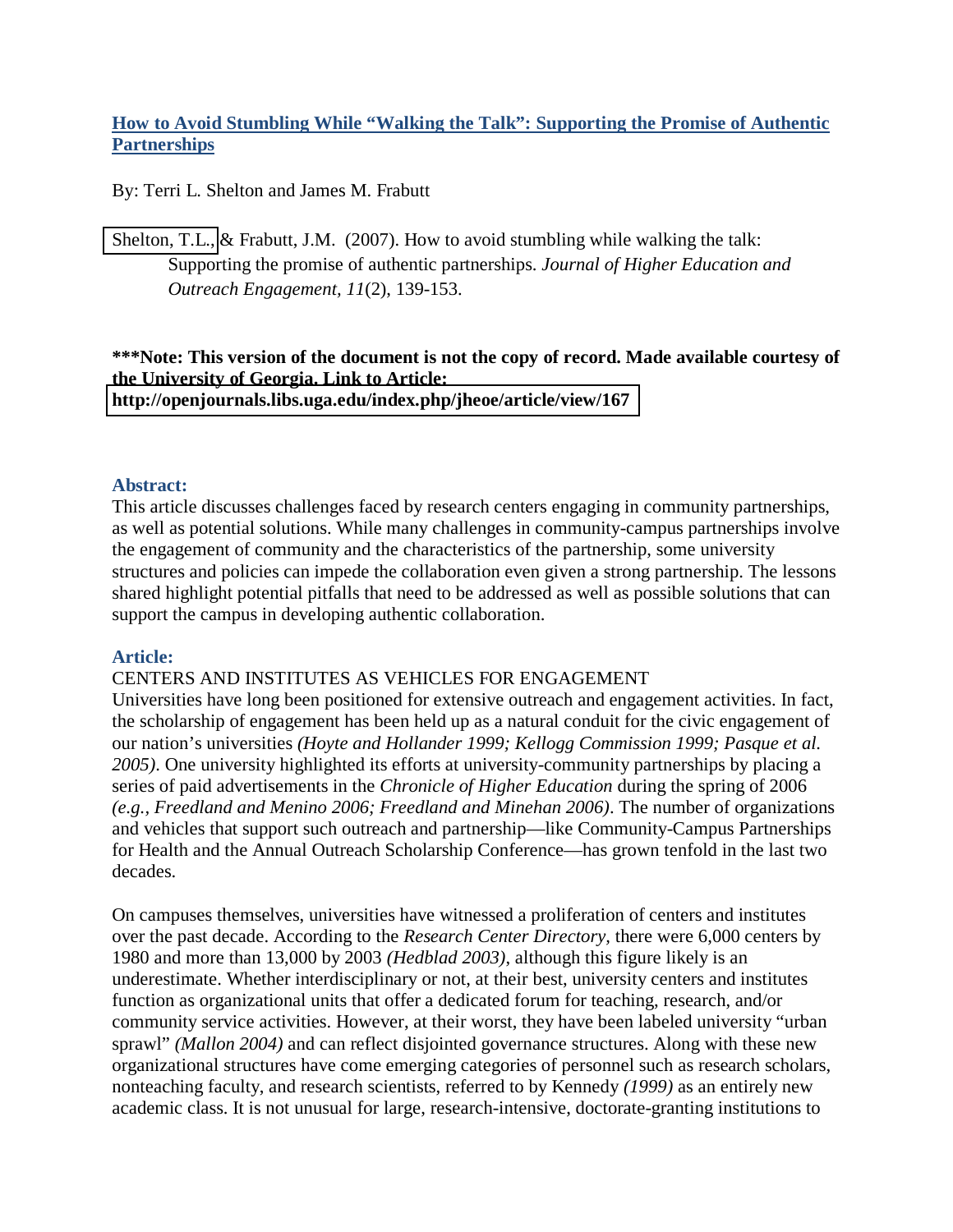# [How to Avoid Stumbling While "Walking the Talk": Supporting the Promise of Authentic Partnerships](http://openjournals.libs.uga.edu/index.php/jheoe/article/view/167)

By: Terri L. Shelton and James M. Frabutt

Shelton, T.L., & Frabutt, J.M. (2007). How to avoid stumbling while walking the talk: Supporting the promise of authentic partnerships. *Journal of Higher Education and Outreach Engagement, 11*(2), 139-153.

**\*\*\*Note: This version of the document is not the copy of record. Made available courtesy of the University of Georgia. Link to Article: http://openjournals.libs.uga.edu/index.php/jheoe/article/view/167**

## Abstract:

This article discusses challenges faced by research centers engaging in community partnerships, as well as potential solutions. While many challenges in community-campus partnerships involve the engagement of community and the characteristics of the partnership, some university structures and policies can impede the collaboration even given a strong partnership. The lessons shared highlight potential pitfalls that need to be addressed as well as possible solutions that can support the campus in developing authentic collaboration.

## Article:

### CENTERS AND INSTITUTES AS VEHICLES FOR ENGAGEMENT

Universities have long been positioned for extensive outreach and engagement activities. In fact, the scholarship of engagement has been held up as a natural conduit for the civic engagement of our nation's universities *(Hoyte and Hollander 1999; Kellogg Commission 1999; Pasque et al. 2005)*. One university highlighted its efforts at university-community partnerships by placing a series of paid advertisements in the *Chronicle of Higher Education* during the spring of 2006 *(e.g., Freedland and Menino 2006; Freedland and Minehan 2006)*. The number of organizations and vehicles that support such outreach and partnership—like Community-Campus Partnerships for Health and the Annual Outreach Scholarship Conference—has grown tenfold in the last two decades.

On campuses themselves, universities have witnessed a proliferation of centers and institutes over the past decade. According to the *Research Center Directory*, there were 6,000 centers by 1980 and more than 13,000 by 2003 *(Hedblad 2003)*, although this figure likely is an underestimate. Whether interdisciplinary or not, at their best, university centers and institutes function as organizational units that offer a dedicated forum for teaching, research, and/or community service activities. However, at their worst, they have been labeled university "urban sprawl" *(Mallon 2004)* and can reflect disjointed governance structures. Along with these new organizational structures have come emerging categories of personnel such as research scholars, nonteaching faculty, and research scientists, referred to by Kennedy *(1999)* as an entirely new academic class. It is not unusual for large, research-intensive, doctorate-granting institutions to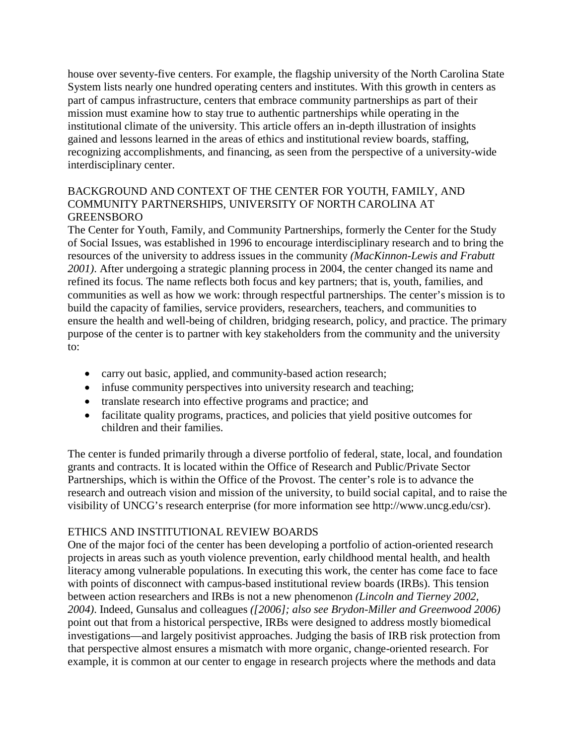house over seventy-five centers. For example, the flagship university of the North Carolina State System lists nearly one hundred operating centers and institutes. With this growth in centers as part of campus infrastructure, centers that embrace community partnerships as part of their mission must examine how to stay true to authentic partnerships while operating in the institutional climate of the university. This article offers an in-depth illustration of insights gained and lessons learned in the areas of ethics and institutional review boards, staffing, recognizing accomplishments, and financing, as seen from the perspective of a university-wide interdisciplinary center.

## BACKGROUND AND CONTEXT OF THE CENTER FOR YOUTH, FAMILY, AND COMMUNITY PARTNERSHIPS, UNIVERSITY OF NORTH CAROLINA AT GREENSBORO

The Center for Youth, Family, and Community Partnerships, formerly the Center for the Study of Social Issues, was established in 1996 to encourage interdisciplinary research and to bring the resources of the university to address issues in the community *(MacKinnon-Lewis and Frabutt 2001)*. After undergoing a strategic planning process in 2004, the center changed its name and refined its focus. The name reflects both focus and key partners; that is, youth, families, and communities as well as how we work: through respectful partnerships. The center's mission is to build the capacity of families, service providers, researchers, teachers, and communities to ensure the health and well-being of children, bridging research, policy, and practice. The primary purpose of the center is to partner with key stakeholders from the community and the university to:

- carry out basic, applied, and community-based action research;
- infuse community perspectives into university research and teaching;
- translate research into effective programs and practice; and
- facilitate quality programs, practices, and policies that yield positive outcomes for children and their families.

The center is funded primarily through a diverse portfolio of federal, state, local, and foundation grants and contracts. It is located within the Office of Research and Public/Private Sector Partnerships, which is within the Office of the Provost. The center's role is to advance the research and outreach vision and mission of the university, to build social capital, and to raise the visibility of UNCG's research enterprise (for more information see http://www.uncg.edu/csr).

## ETHICS AND INSTITUTIONAL REVIEW BOARDS

One of the major foci of the center has been developing a portfolio of action-oriented research projects in areas such as youth violence prevention, early childhood mental health, and health literacy among vulnerable populations. In executing this work, the center has come face to face with points of disconnect with campus-based institutional review boards (IRBs). This tension between action researchers and IRBs is not a new phenomenon *(Lincoln and Tierney 2002, 2004)*. Indeed, Gunsalus and colleagues *([2006]; also see Brydon-Miller and Greenwood 2006)* point out that from a historical perspective, IRBs were designed to address mostly biomedical investigations—and largely positivist approaches. Judging the basis of IRB risk protection from that perspective almost ensures a mismatch with more organic, change-oriented research. For example, it is common at our center to engage in research projects where the methods and data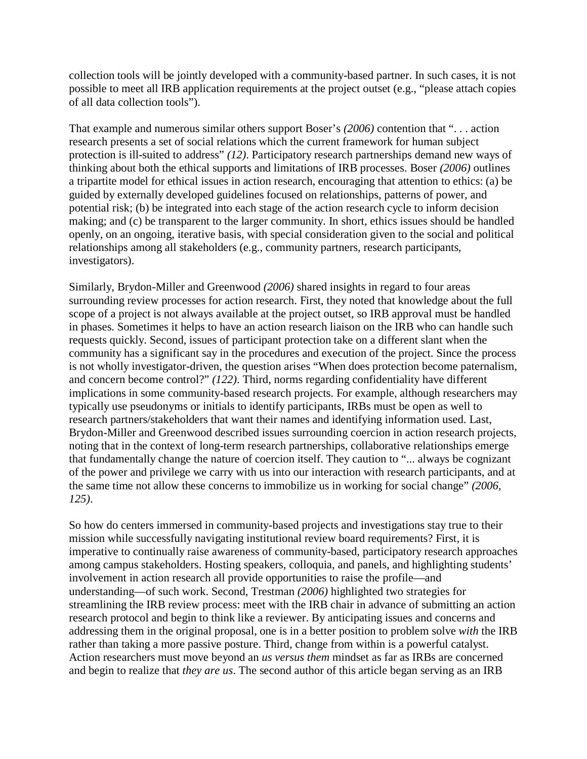collection tools will be jointly developed with a community-based partner. In such cases, it is not possible to meet all IRB application requirements at the project outset (e.g., "please attach copies of all data collection tools").

That example and numerous similar others support Boser's *(2006)* contention that ". . . action research presents a set of social relations which the current framework for human subject protection is ill-suited to address" *(12)*. Participatory research partnerships demand new ways of thinking about both the ethical supports and limitations of IRB processes. Boser *(2006)* outlines a tripartite model for ethical issues in action research, encouraging that attention to ethics: (a) be guided by externally developed guidelines focused on relationships, patterns of power, and potential risk; (b) be integrated into each stage of the action research cycle to inform decision making; and (c) be transparent to the larger community. In short, ethics issues should be handled openly, on an ongoing, iterative basis, with special consideration given to the social and political relationships among all stakeholders (e.g., community partners, research participants, investigators).

Similarly, Brydon-Miller and Greenwood *(2006)* shared insights in regard to four areas surrounding review processes for action research. First, they noted that knowledge about the full scope of a project is not always available at the project outset, so IRB approval must be handled in phases. Sometimes it helps to have an action research liaison on the IRB who can handle such requests quickly. Second, issues of participant protection take on a different slant when the community has a significant say in the procedures and execution of the project. Since the process is not wholly investigator-driven, the question arises "When does protection become paternalism, and concern become control?" *(122)*. Third, norms regarding confidentiality have different implications in some community-based research projects. For example, although researchers may typically use pseudonyms or initials to identify participants, IRBs must be open as well to research partners/stakeholders that want their names and identifying information used. Last, Brydon-Miller and Greenwood described issues surrounding coercion in action research projects, noting that in the context of long-term research partnerships, collaborative relationships emerge that fundamentally change the nature of coercion itself. They caution to "... always be cognizant of the power and privilege we carry with us into our interaction with research participants, and at the same time not allow these concerns to immobilize us in working for social change" *(2006, 125)*.

So how do centers immersed in community-based projects and investigations stay true to their mission while successfully navigating institutional review board requirements? First, it is imperative to continually raise awareness of community-based, participatory research approaches among campus stakeholders. Hosting speakers, colloquia, and panels, and highlighting students' involvement in action research all provide opportunities to raise the profile—and understanding—of such work. Second, Trestman *(2006)* highlighted two strategies for streamlining the IRB review process: meet with the IRB chair in advance of submitting an action research protocol and begin to think like a reviewer. By anticipating issues and concerns and addressing them in the original proposal, one is in a better position to problem solve *with* the IRB rather than taking a more passive posture. Third, change from within is a powerful catalyst. Action researchers must move beyond an *us versus them* mindset as far as IRBs are concerned and begin to realize that *they are us*. The second author of this article began serving as an IRB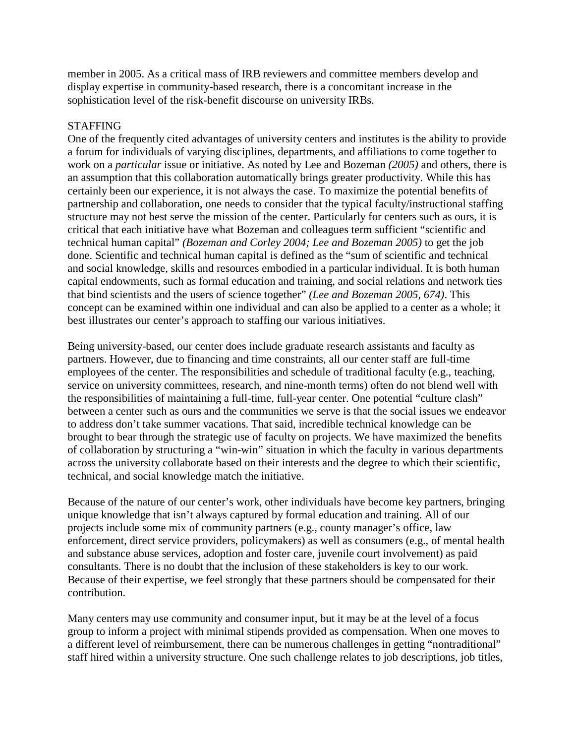member in 2005. As a critical mass of IRB reviewers and committee members develop and display expertise in community-based research, there is a concomitant increase in the sophistication level of the risk-benefit discourse on university IRBs.

## STAFFING

One of the frequently cited advantages of university centers and institutes is the ability to provide a forum for individuals of varying disciplines, departments, and affiliations to come together to work on a *particular* issue or initiative. As noted by Lee and Bozeman *(2005)* and others, there is an assumption that this collaboration automatically brings greater productivity. While this has certainly been our experience, it is not always the case. To maximize the potential benefits of partnership and collaboration, one needs to consider that the typical faculty/instructional staffing structure may not best serve the mission of the center. Particularly for centers such as ours, it is critical that each initiative have what Bozeman and colleagues term sufficient "scientific and technical human capital" *(Bozeman and Corley 2004; Lee and Bozeman 2005)* to get the job done. Scientific and technical human capital is defined as the "sum of scientific and technical and social knowledge, skills and resources embodied in a particular individual. It is both human capital endowments, such as formal education and training, and social relations and network ties that bind scientists and the users of science together" *(Lee and Bozeman 2005, 674)*. This concept can be examined within one individual and can also be applied to a center as a whole; it best illustrates our center's approach to staffing our various initiatives.

Being university-based, our center does include graduate research assistants and faculty as partners. However, due to financing and time constraints, all our center staff are full-time employees of the center. The responsibilities and schedule of traditional faculty (e.g., teaching, service on university committees, research, and nine-month terms) often do not blend well with the responsibilities of maintaining a full-time, full-year center. One potential "culture clash" between a center such as ours and the communities we serve is that the social issues we endeavor to address don't take summer vacations. That said, incredible technical knowledge can be brought to bear through the strategic use of faculty on projects. We have maximized the benefits of collaboration by structuring a "win-win" situation in which the faculty in various departments across the university collaborate based on their interests and the degree to which their scientific, technical, and social knowledge match the initiative.

Because of the nature of our center's work, other individuals have become key partners, bringing unique knowledge that isn't always captured by formal education and training. All of our projects include some mix of community partners (e.g., county manager's office, law enforcement, direct service providers, policymakers) as well as consumers (e.g., of mental health and substance abuse services, adoption and foster care, juvenile court involvement) as paid consultants. There is no doubt that the inclusion of these stakeholders is key to our work. Because of their expertise, we feel strongly that these partners should be compensated for their contribution.

Many centers may use community and consumer input, but it may be at the level of a focus group to inform a project with minimal stipends provided as compensation. When one moves to a different level of reimbursement, there can be numerous challenges in getting "nontraditional" staff hired within a university structure. One such challenge relates to job descriptions, job titles,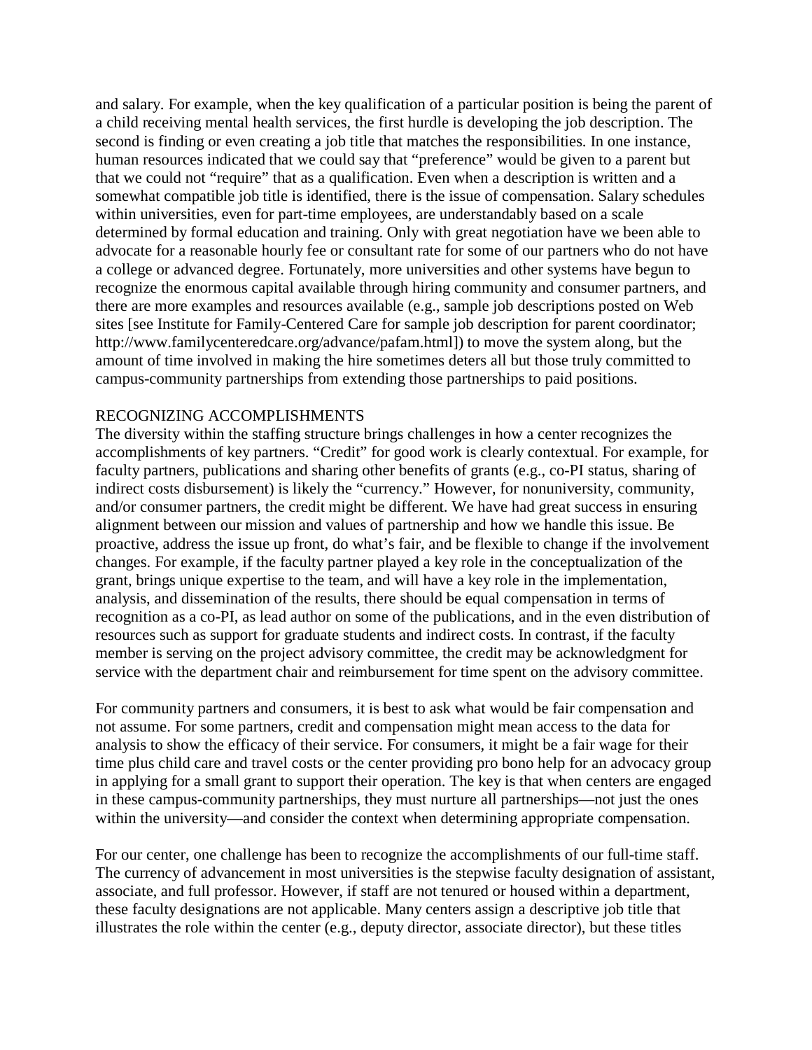and salary. For example, when the key qualification of a particular position is being the parent of a child receiving mental health services, the first hurdle is developing the job description. The second is finding or even creating a job title that matches the responsibilities. In one instance, human resources indicated that we could say that "preference" would be given to a parent but that we could not "require" that as a qualification. Even when a description is written and a somewhat compatible job title is identified, there is the issue of compensation. Salary schedules within universities, even for part-time employees, are understandably based on a scale determined by formal education and training. Only with great negotiation have we been able to advocate for a reasonable hourly fee or consultant rate for some of our partners who do not have a college or advanced degree. Fortunately, more universities and other systems have begun to recognize the enormous capital available through hiring community and consumer partners, and there are more examples and resources available (e.g., sample job descriptions posted on Web sites [see Institute for Family-Centered Care for sample job description for parent coordinator; http://www.familycenteredcare.org/advance/pafam.html]) to move the system along, but the amount of time involved in making the hire sometimes deters all but those truly committed to campus-community partnerships from extending those partnerships to paid positions.

## RECOGNIZING ACCOMPLISHMENTS

The diversity within the staffing structure brings challenges in how a center recognizes the accomplishments of key partners. "Credit" for good work is clearly contextual. For example, for faculty partners, publications and sharing other benefits of grants (e.g., co-PI status, sharing of indirect costs disbursement) is likely the "currency." However, for nonuniversity, community, and/or consumer partners, the credit might be different. We have had great success in ensuring alignment between our mission and values of partnership and how we handle this issue. Be proactive, address the issue up front, do what's fair, and be flexible to change if the involvement changes. For example, if the faculty partner played a key role in the conceptualization of the grant, brings unique expertise to the team, and will have a key role in the implementation, analysis, and dissemination of the results, there should be equal compensation in terms of recognition as a co-PI, as lead author on some of the publications, and in the even distribution of resources such as support for graduate students and indirect costs. In contrast, if the faculty member is serving on the project advisory committee, the credit may be acknowledgment for service with the department chair and reimbursement for time spent on the advisory committee.

For community partners and consumers, it is best to ask what would be fair compensation and not assume. For some partners, credit and compensation might mean access to the data for analysis to show the efficacy of their service. For consumers, it might be a fair wage for their time plus child care and travel costs or the center providing pro bono help for an advocacy group in applying for a small grant to support their operation. The key is that when centers are engaged in these campus-community partnerships, they must nurture all partnerships—not just the ones within the university—and consider the context when determining appropriate compensation.

For our center, one challenge has been to recognize the accomplishments of our full-time staff. The currency of advancement in most universities is the stepwise faculty designation of assistant, associate, and full professor. However, if staff are not tenured or housed within a department, these faculty designations are not applicable. Many centers assign a descriptive job title that illustrates the role within the center (e.g., deputy director, associate director), but these titles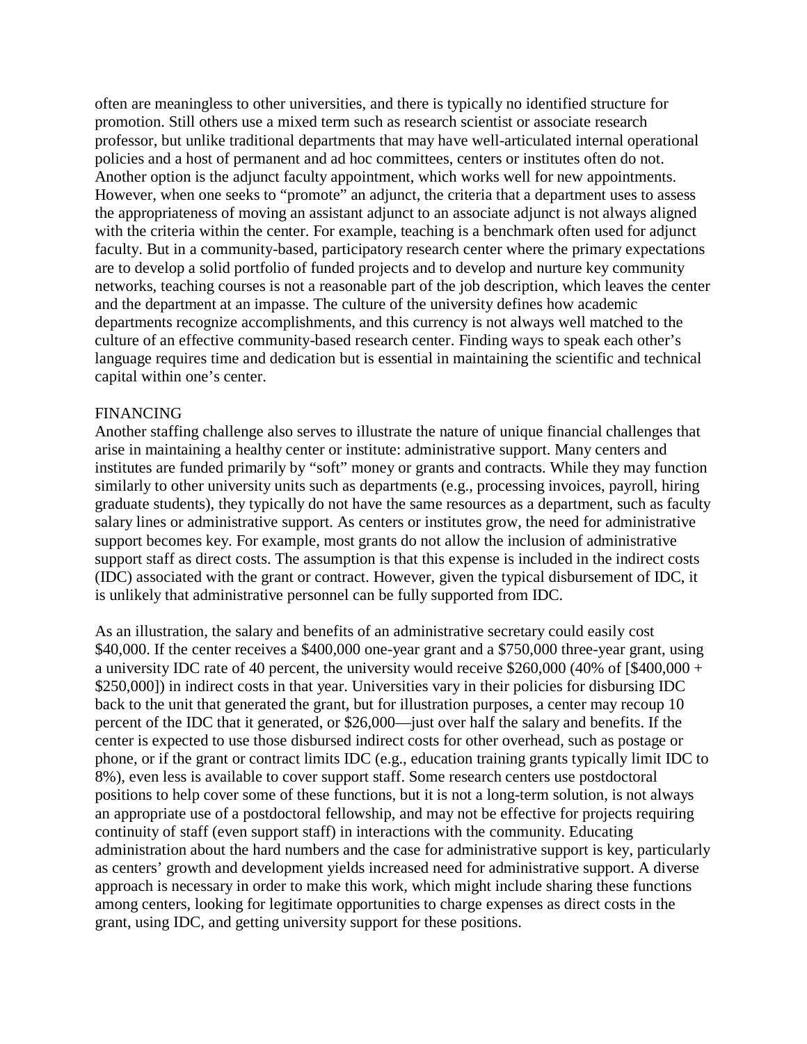often are meaningless to other universities, and there is typically no identified structure for promotion. Still others use a mixed term such as research scientist or associate research professor, but unlike traditional departments that may have well-articulated internal operational policies and a host of permanent and ad hoc committees, centers or institutes often do not. Another option is the adjunct faculty appointment, which works well for new appointments. However, when one seeks to "promote" an adjunct, the criteria that a department uses to assess the appropriateness of moving an assistant adjunct to an associate adjunct is not always aligned with the criteria within the center. For example, teaching is a benchmark often used for adjunct faculty. But in a community-based, participatory research center where the primary expectations are to develop a solid portfolio of funded projects and to develop and nurture key community networks, teaching courses is not a reasonable part of the job description, which leaves the center and the department at an impasse. The culture of the university defines how academic departments recognize accomplishments, and this currency is not always well matched to the culture of an effective community-based research center. Finding ways to speak each other's language requires time and dedication but is essential in maintaining the scientific and technical capital within one's center.

## FINANCING

Another staffing challenge also serves to illustrate the nature of unique financial challenges that arise in maintaining a healthy center or institute: administrative support. Many centers and institutes are funded primarily by "soft" money or grants and contracts. While they may function similarly to other university units such as departments (e.g., processing invoices, payroll, hiring graduate students), they typically do not have the same resources as a department, such as faculty salary lines or administrative support. As centers or institutes grow, the need for administrative support becomes key. For example, most grants do not allow the inclusion of administrative support staff as direct costs. The assumption is that this expense is included in the indirect costs (IDC) associated with the grant or contract. However, given the typical disbursement of IDC, it is unlikely that administrative personnel can be fully supported from IDC.

As an illustration, the salary and benefits of an administrative secretary could easily cost $40,000. If the center receives a $400,000 one-year grant and a $750,000 three-year grant, using a university IDC rate of 40 percent, the university would receive $260,000 (40% of [$400,000 + $250,000]) in indirect costs in that year. Universities vary in their policies for disbursing IDC back to the unit that generated the grant, but for illustration purposes, a center may recoup 10 percent of the IDC that it generated, or $26,000—just over half the salary and benefits. If the center is expected to use those disbursed indirect costs for other overhead, such as postage or phone, or if the grant or contract limits IDC (e.g., education training grants typically limit IDC to 8%), even less is available to cover support staff. Some research centers use postdoctoral positions to help cover some of these functions, but it is not a long-term solution, is not always an appropriate use of a postdoctoral fellowship, and may not be effective for projects requiring continuity of staff (even support staff) in interactions with the community. Educating administration about the hard numbers and the case for administrative support is key, particularly as centers' growth and development yields increased need for administrative support. A diverse approach is necessary in order to make this work, which might include sharing these functions among centers, looking for legitimate opportunities to charge expenses as direct costs in the grant, using IDC, and getting university support for these positions.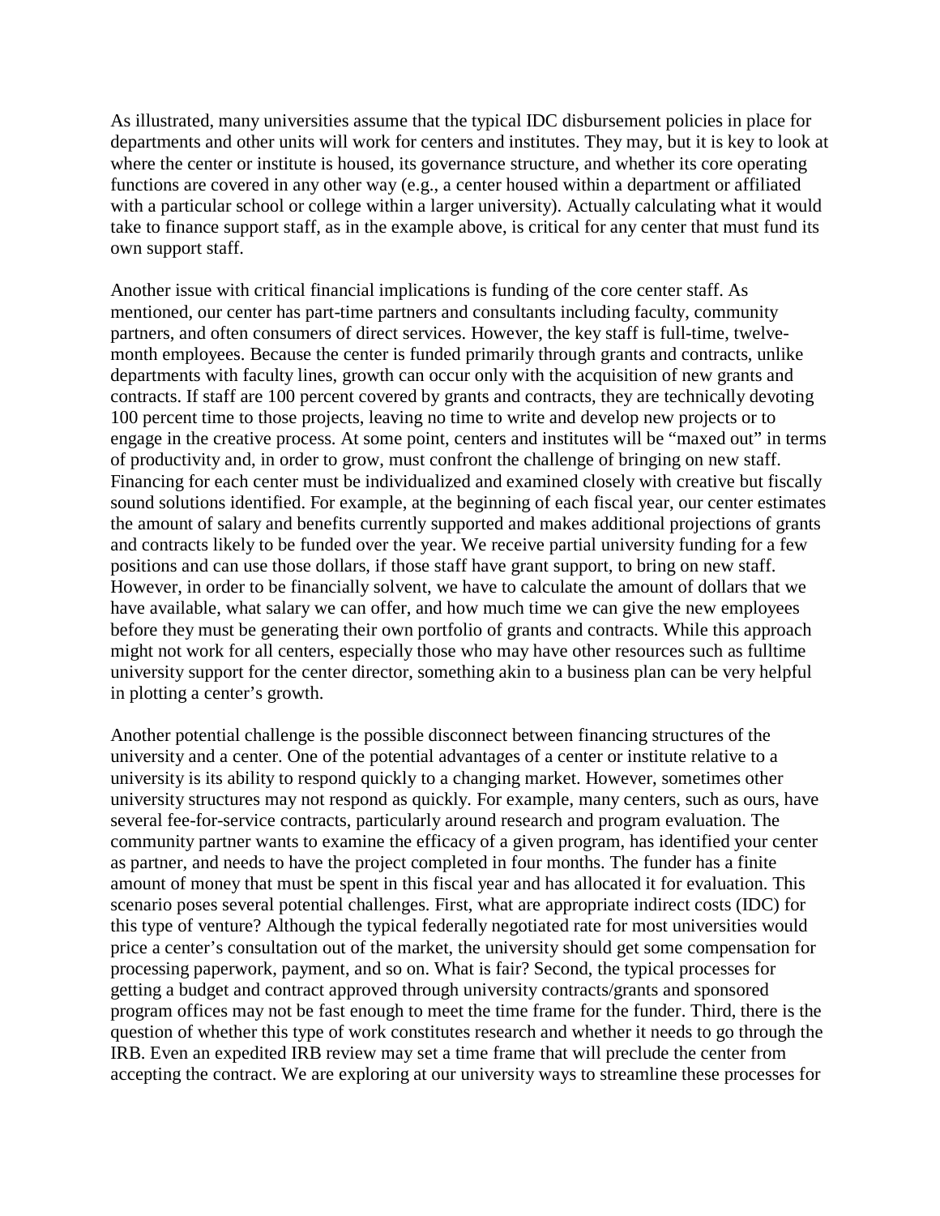As illustrated, many universities assume that the typical IDC disbursement policies in place for departments and other units will work for centers and institutes. They may, but it is key to look at where the center or institute is housed, its governance structure, and whether its core operating functions are covered in any other way (e.g., a center housed within a department or affiliated with a particular school or college within a larger university). Actually calculating what it would take to finance support staff, as in the example above, is critical for any center that must fund its own support staff.

Another issue with critical financial implications is funding of the core center staff. As mentioned, our center has part-time partners and consultants including faculty, community partners, and often consumers of direct services. However, the key staff is full-time, twelve-month employees. Because the center is funded primarily through grants and contracts, unlike departments with faculty lines, growth can occur only with the acquisition of new grants and contracts. If staff are 100 percent covered by grants and contracts, they are technically devoting 100 percent time to those projects, leaving no time to write and develop new projects or to engage in the creative process. At some point, centers and institutes will be "maxed out" in terms of productivity and, in order to grow, must confront the challenge of bringing on new staff. Financing for each center must be individualized and examined closely with creative but fiscally sound solutions identified. For example, at the beginning of each fiscal year, our center estimates the amount of salary and benefits currently supported and makes additional projections of grants and contracts likely to be funded over the year. We receive partial university funding for a few positions and can use those dollars, if those staff have grant support, to bring on new staff. However, in order to be financially solvent, we have to calculate the amount of dollars that we have available, what salary we can offer, and how much time we can give the new employees before they must be generating their own portfolio of grants and contracts. While this approach might not work for all centers, especially those who may have other resources such as fulltime university support for the center director, something akin to a business plan can be very helpful in plotting a center's growth.

Another potential challenge is the possible disconnect between financing structures of the university and a center. One of the potential advantages of a center or institute relative to a university is its ability to respond quickly to a changing market. However, sometimes other university structures may not respond as quickly. For example, many centers, such as ours, have several fee-for-service contracts, particularly around research and program evaluation. The community partner wants to examine the efficacy of a given program, has identified your center as partner, and needs to have the project completed in four months. The funder has a finite amount of money that must be spent in this fiscal year and has allocated it for evaluation. This scenario poses several potential challenges. First, what are appropriate indirect costs (IDC) for this type of venture? Although the typical federally negotiated rate for most universities would price a center's consultation out of the market, the university should get some compensation for processing paperwork, payment, and so on. What is fair? Second, the typical processes for getting a budget and contract approved through university contracts/grants and sponsored program offices may not be fast enough to meet the time frame for the funder. Third, there is the question of whether this type of work constitutes research and whether it needs to go through the IRB. Even an expedited IRB review may set a time frame that will preclude the center from accepting the contract. We are exploring at our university ways to streamline these processes for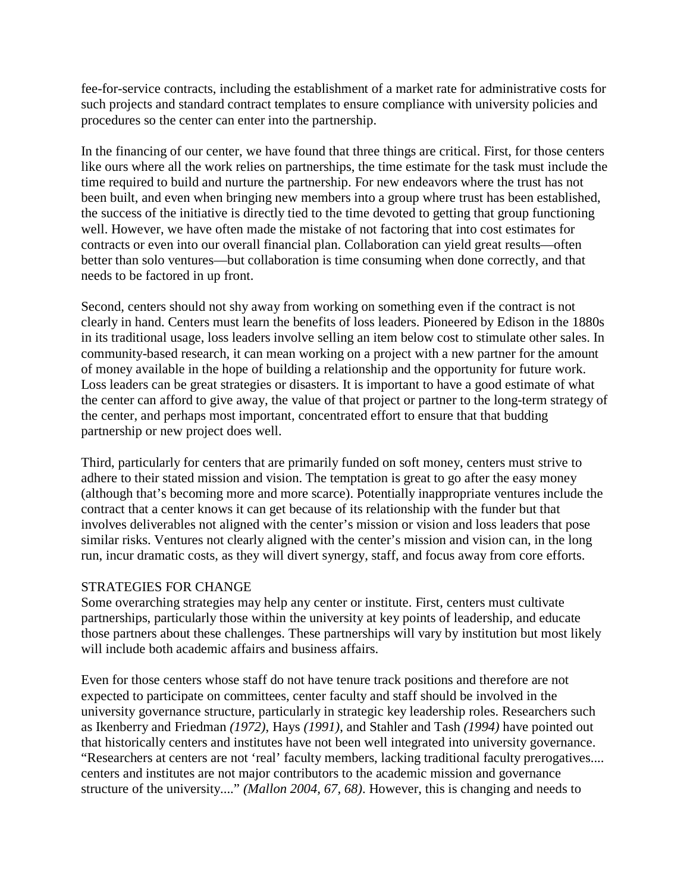fee-for-service contracts, including the establishment of a market rate for administrative costs for such projects and standard contract templates to ensure compliance with university policies and procedures so the center can enter into the partnership.

In the financing of our center, we have found that three things are critical. First, for those centers like ours where all the work relies on partnerships, the time estimate for the task must include the time required to build and nurture the partnership. For new endeavors where the trust has not been built, and even when bringing new members into a group where trust has been established, the success of the initiative is directly tied to the time devoted to getting that group functioning well. However, we have often made the mistake of not factoring that into cost estimates for contracts or even into our overall financial plan. Collaboration can yield great results—often better than solo ventures—but collaboration is time consuming when done correctly, and that needs to be factored in up front.

Second, centers should not shy away from working on something even if the contract is not clearly in hand. Centers must learn the benefits of loss leaders. Pioneered by Edison in the 1880s in its traditional usage, loss leaders involve selling an item below cost to stimulate other sales. In community-based research, it can mean working on a project with a new partner for the amount of money available in the hope of building a relationship and the opportunity for future work. Loss leaders can be great strategies or disasters. It is important to have a good estimate of what the center can afford to give away, the value of that project or partner to the long-term strategy of the center, and perhaps most important, concentrated effort to ensure that that budding partnership or new project does well.

Third, particularly for centers that are primarily funded on soft money, centers must strive to adhere to their stated mission and vision. The temptation is great to go after the easy money (although that's becoming more and more scarce). Potentially inappropriate ventures include the contract that a center knows it can get because of its relationship with the funder but that involves deliverables not aligned with the center's mission or vision and loss leaders that pose similar risks. Ventures not clearly aligned with the center's mission and vision can, in the long run, incur dramatic costs, as they will divert synergy, staff, and focus away from core efforts.

## STRATEGIES FOR CHANGE

Some overarching strategies may help any center or institute. First, centers must cultivate partnerships, particularly those within the university at key points of leadership, and educate those partners about these challenges. These partnerships will vary by institution but most likely will include both academic affairs and business affairs.

Even for those centers whose staff do not have tenure track positions and therefore are not expected to participate on committees, center faculty and staff should be involved in the university governance structure, particularly in strategic key leadership roles. Researchers such as Ikenberry and Friedman *(1972)*, Hays *(1991)*, and Stahler and Tash *(1994)* have pointed out that historically centers and institutes have not been well integrated into university governance. "Researchers at centers are not 'real' faculty members, lacking traditional faculty prerogatives.... centers and institutes are not major contributors to the academic mission and governance structure of the university...." *(Mallon 2004, 67, 68)*. However, this is changing and needs to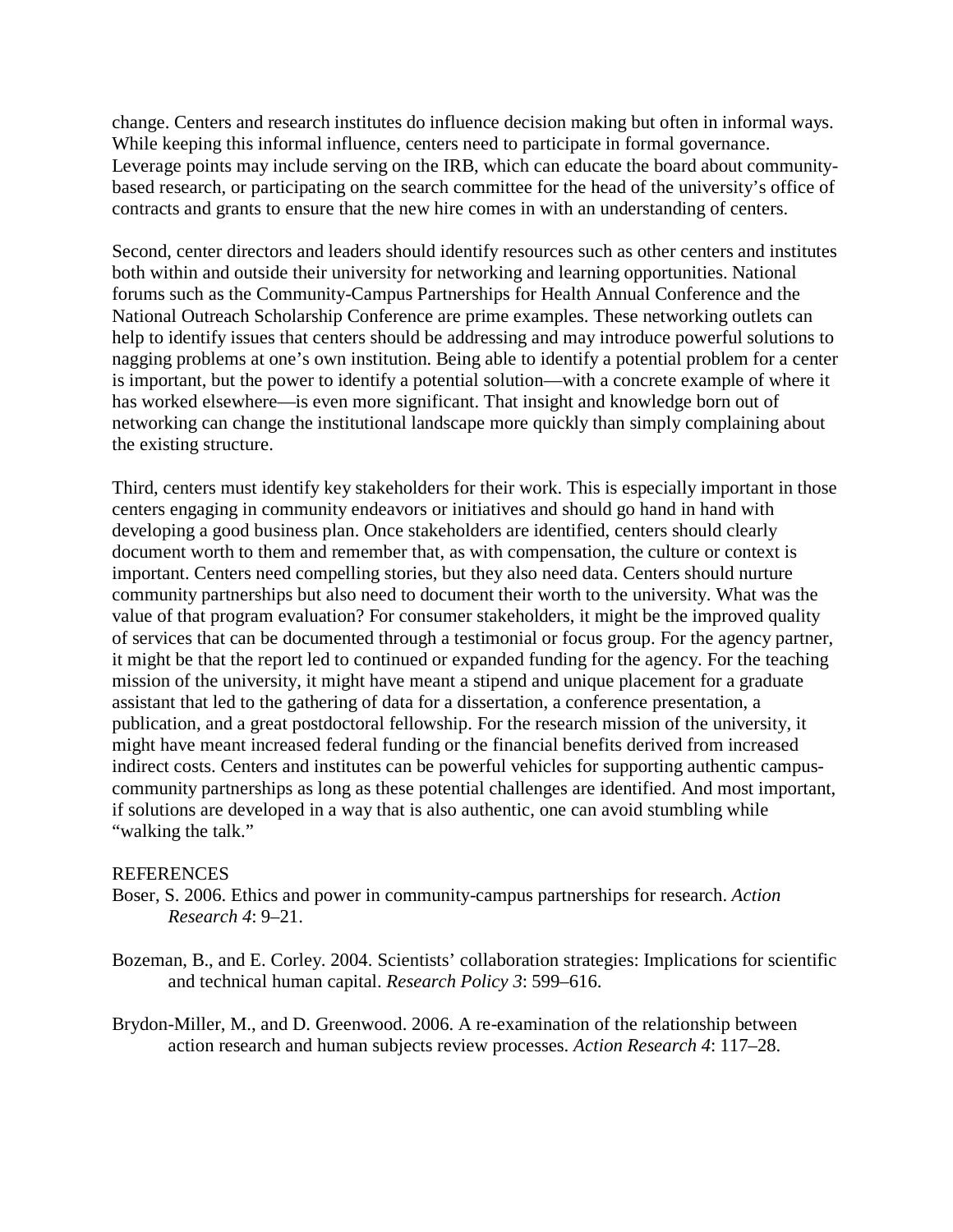change. Centers and research institutes do influence decision making but often in informal ways. While keeping this informal influence, centers need to participate in formal governance. Leverage points may include serving on the IRB, which can educate the board about community-based research, or participating on the search committee for the head of the university's office of contracts and grants to ensure that the new hire comes in with an understanding of centers.

Second, center directors and leaders should identify resources such as other centers and institutes both within and outside their university for networking and learning opportunities. National forums such as the Community-Campus Partnerships for Health Annual Conference and the National Outreach Scholarship Conference are prime examples. These networking outlets can help to identify issues that centers should be addressing and may introduce powerful solutions to nagging problems at one's own institution. Being able to identify a potential problem for a center is important, but the power to identify a potential solution—with a concrete example of where it has worked elsewhere—is even more significant. That insight and knowledge born out of networking can change the institutional landscape more quickly than simply complaining about the existing structure.

Third, centers must identify key stakeholders for their work. This is especially important in those centers engaging in community endeavors or initiatives and should go hand in hand with developing a good business plan. Once stakeholders are identified, centers should clearly document worth to them and remember that, as with compensation, the culture or context is important. Centers need compelling stories, but they also need data. Centers should nurture community partnerships but also need to document their worth to the university. What was the value of that program evaluation? For consumer stakeholders, it might be the improved quality of services that can be documented through a testimonial or focus group. For the agency partner, it might be that the report led to continued or expanded funding for the agency. For the teaching mission of the university, it might have meant a stipend and unique placement for a graduate assistant that led to the gathering of data for a dissertation, a conference presentation, a publication, and a great postdoctoral fellowship. For the research mission of the university, it might have meant increased federal funding or the financial benefits derived from increased indirect costs. Centers and institutes can be powerful vehicles for supporting authentic campus-community partnerships as long as these potential challenges are identified. And most important, if solutions are developed in a way that is also authentic, one can avoid stumbling while "walking the talk."

REFERENCES

Boser, S. 2006. Ethics and power in community-campus partnerships for research. *Action Research 4*: 9–21.

Bozeman, B., and E. Corley. 2004. Scientists' collaboration strategies: Implications for scientific and technical human capital. *Research Policy 3*: 599–616.

Brydon-Miller, M., and D. Greenwood. 2006. A re-examination of the relationship between action research and human subjects review processes. *Action Research 4*: 117–28.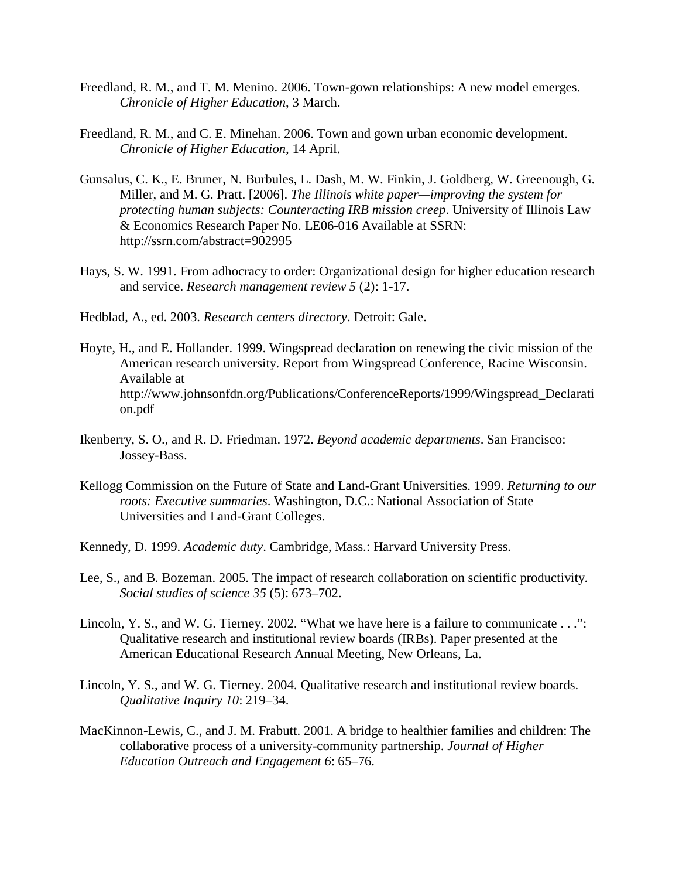Freedland, R. M., and T. M. Menino. 2006. Town-gown relationships: A new model emerges. *Chronicle of Higher Education*, 3 March.

Freedland, R. M., and C. E. Minehan. 2006. Town and gown urban economic development. *Chronicle of Higher Education*, 14 April.

Gunsalus, C. K., E. Bruner, N. Burbules, L. Dash, M. W. Finkin, J. Goldberg, W. Greenough, G. Miller, and M. G. Pratt. [2006]. *The Illinois white paper—improving the system for protecting human subjects: Counteracting IRB mission creep*. University of Illinois Law & Economics Research Paper No. LE06-016 Available at SSRN: http://ssrn.com/abstract=902995

Hays, S. W. 1991. From adhocracy to order: Organizational design for higher education research and service. *Research management review 5* (2): 1-17.

Hedblad, A., ed. 2003. *Research centers directory*. Detroit: Gale.

Hoyte, H., and E. Hollander. 1999. Wingspread declaration on renewing the civic mission of the American research university. Report from Wingspread Conference, Racine Wisconsin. Available at http://www.johnsonfdn.org/Publications/ConferenceReports/1999/Wingspread_Declaration.pdf

Ikenberry, S. O., and R. D. Friedman. 1972. *Beyond academic departments*. San Francisco: Jossey-Bass.

Kellogg Commission on the Future of State and Land-Grant Universities. 1999. *Returning to our roots: Executive summaries*. Washington, D.C.: National Association of State Universities and Land-Grant Colleges.

Kennedy, D. 1999. *Academic duty*. Cambridge, Mass.: Harvard University Press.

Lee, S., and B. Bozeman. 2005. The impact of research collaboration on scientific productivity. *Social studies of science 35* (5): 673–702.

Lincoln, Y. S., and W. G. Tierney. 2002. "What we have here is a failure to communicate . . .": Qualitative research and institutional review boards (IRBs). Paper presented at the American Educational Research Annual Meeting, New Orleans, La.

Lincoln, Y. S., and W. G. Tierney. 2004. Qualitative research and institutional review boards. *Qualitative Inquiry 10*: 219–34.

MacKinnon-Lewis, C., and J. M. Frabutt. 2001. A bridge to healthier families and children: The collaborative process of a university-community partnership. *Journal of Higher Education Outreach and Engagement 6*: 65–76.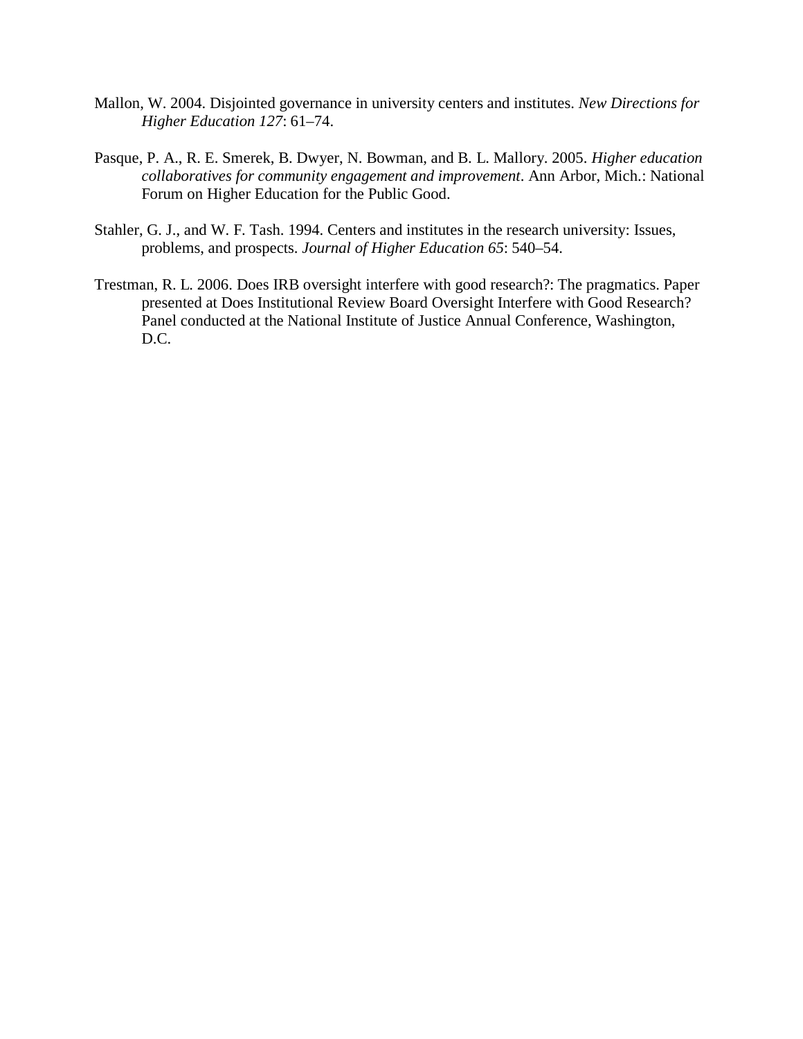Mallon, W. 2004. Disjointed governance in university centers and institutes. *New Directions for Higher Education 127*: 61–74.

Pasque, P. A., R. E. Smerek, B. Dwyer, N. Bowman, and B. L. Mallory. 2005. *Higher education collaboratives for community engagement and improvement*. Ann Arbor, Mich.: National Forum on Higher Education for the Public Good.

Stahler, G. J., and W. F. Tash. 1994. Centers and institutes in the research university: Issues, problems, and prospects. *Journal of Higher Education 65*: 540–54.

Trestman, R. L. 2006. Does IRB oversight interfere with good research?: The pragmatics. Paper presented at Does Institutional Review Board Oversight Interfere with Good Research? Panel conducted at the National Institute of Justice Annual Conference, Washington, D.C.